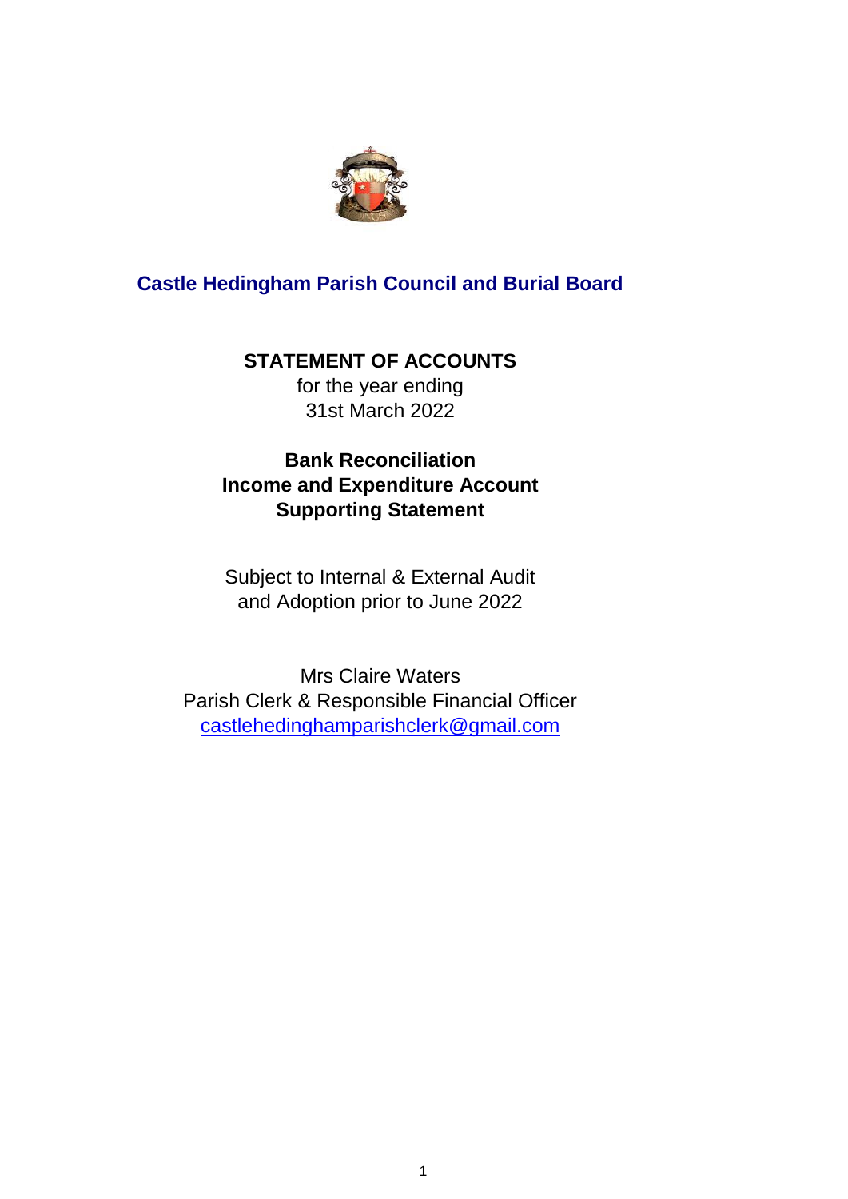# Castle Hedingham Parish Council and Burial Board

**STATEMENT OF ACCOUNTS**
for the year ending
31st March 2022

**Bank Reconciliation**
**Income and Expenditure Account**
**Supporting Statement**

Subject to Internal & External Audit
and Adoption prior to June 2022

Mrs Claire Waters
Parish Clerk & Responsible Financial Officer
castlehedinghamparishclerk@gmail.com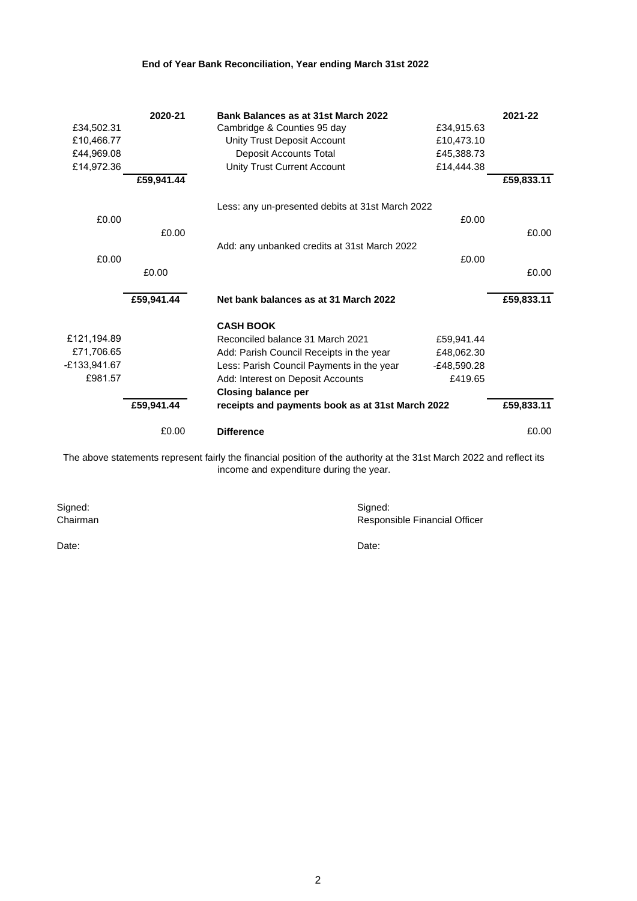**End of Year Bank Reconciliation, Year ending March 31st 2022**

| | 2020-21 | Bank Balances as at 31st March 2022 | | 2021-22 |
|---|---|---|---|---|
| £34,502.31 | | Cambridge & Counties 95 day | £34,915.63 | |
| £10,466.77 | | Unity Trust Deposit Account | £10,473.10 | |
| £44,969.08 | | Deposit Accounts Total | £45,388.73 | |
| £14,972.36 | | Unity Trust Current Account | £14,444.38 | |
| | **£59,941.44** | | | **£59,833.11** |
| | | Less: any un-presented debits at 31st March 2022 | | |
| £0.00 | | | £0.00 | |
| | £0.00 | | | £0.00 |
| | | Add: any unbanked credits at 31st March 2022 | | |
| £0.00 | | | £0.00 | |
| | £0.00 | | | £0.00 |
| | **£59,941.44** | **Net bank balances as at 31 March 2022** | | **£59,833.11** |
| | | **CASH BOOK** | | |
| £121,194.89 | | Reconciled balance 31 March 2021 | £59,941.44 | |
| £71,706.65 | | Add: Parish Council Receipts in the year | £48,062.30 | |
| -£133,941.67 | | Less: Parish Council Payments in the year | -£48,590.28 | |
| £981.57 | | Add: Interest on Deposit Accounts | £419.65 | |
| | | **Closing balance per** | | |
| | **£59,941.44** | **receipts and payments book as at 31st March 2022** | | **£59,833.11** |
| | £0.00 | **Difference** | | £0.00 |

The above statements represent fairly the financial position of the authority at the 31st March 2022 and reflect its income and expenditure during the year.

Signed:
Chairman

Date:

Signed:
Responsible Financial Officer

Date: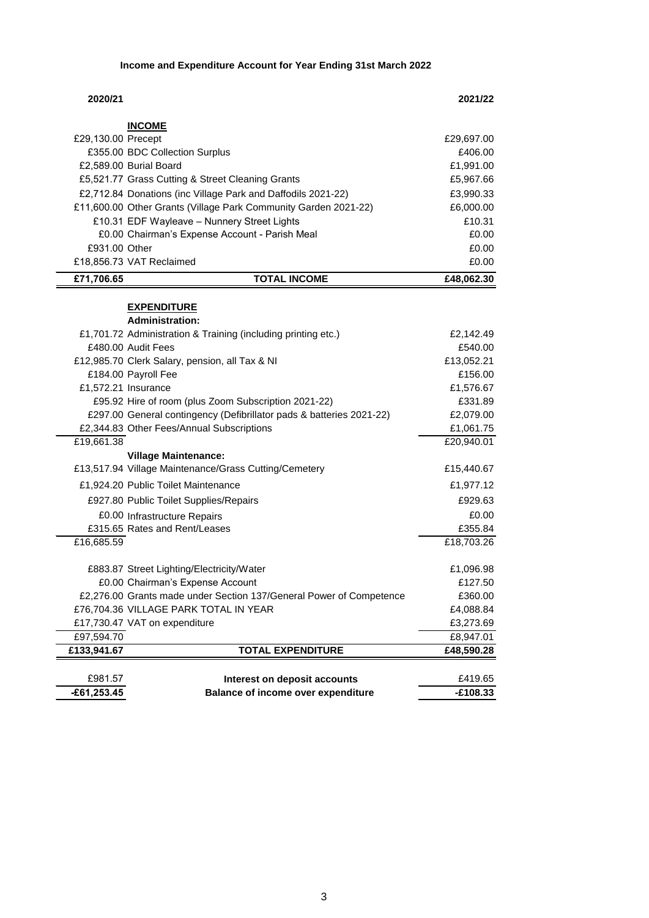**Income and Expenditure Account for Year Ending 31st March 2022**

| 2020/21 | | 2021/22 |
|---|---|---|
| | **INCOME** | |
| £29,130.00 | Precept | £29,697.00 |
| £355.00 | BDC Collection Surplus | £406.00 |
| £2,589.00 | Burial Board | £1,991.00 |
| £5,521.77 | Grass Cutting & Street Cleaning Grants | £5,967.66 |
| £2,712.84 | Donations (inc Village Park and Daffodils 2021-22) | £3,990.33 |
| £11,600.00 | Other Grants (Village Park Community Garden 2021-22) | £6,000.00 |
| £10.31 | EDF Wayleave – Nunnery Street Lights | £10.31 |
| £0.00 | Chairman's Expense Account - Parish Meal | £0.00 |
| £931.00 | Other | £0.00 |
| £18,856.73 | VAT Reclaimed | £0.00 |
| **£71,706.65** | **TOTAL INCOME** | **£48,062.30** |
| | **EXPENDITURE** | |
| | **Administration:** | |
| £1,701.72 | Administration & Training (including printing etc.) | £2,142.49 |
| £480.00 | Audit Fees | £540.00 |
| £12,985.70 | Clerk Salary, pension, all Tax & NI | £13,052.21 |
| £184.00 | Payroll Fee | £156.00 |
| £1,572.21 | Insurance | £1,576.67 |
| £95.92 | Hire of room (plus Zoom Subscription 2021-22) | £331.89 |
| £297.00 | General contingency (Defibrillator pads & batteries 2021-22) | £2,079.00 |
| £2,344.83 | Other Fees/Annual Subscriptions | £1,061.75 |
| £19,661.38 | | £20,940.01 |
| | **Village Maintenance:** | |
| £13,517.94 | Village Maintenance/Grass Cutting/Cemetery | £15,440.67 |
| £1,924.20 | Public Toilet Maintenance | £1,977.12 |
| £927.80 | Public Toilet Supplies/Repairs | £929.63 |
| £0.00 | Infrastructure Repairs | £0.00 |
| £315.65 | Rates and Rent/Leases | £355.84 |
| £16,685.59 | | £18,703.26 |
| £883.87 | Street Lighting/Electricity/Water | £1,096.98 |
| £0.00 | Chairman's Expense Account | £127.50 |
| £2,276.00 | Grants made under Section 137/General Power of Competence | £360.00 |
| £76,704.36 | VILLAGE PARK TOTAL IN YEAR | £4,088.84 |
| £17,730.47 | VAT on expenditure | £3,273.69 |
| £97,594.70 | | £8,947.01 |
| **£133,941.67** | **TOTAL EXPENDITURE** | **£48,590.28** |
| £981.57 | **Interest on deposit accounts** | £419.65 |
| **-£61,253.45** | **Balance of income over expenditure** | **-£108.33** |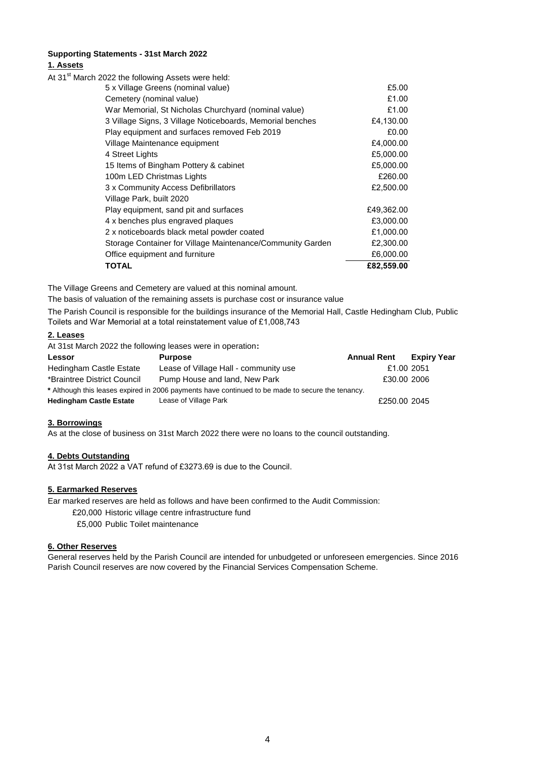**Supporting Statements - 31st March 2022**

**1. Assets**

At 31[st] March 2022 the following Assets were held:

| | |
|---|---|
| 5 x Village Greens (nominal value) | £5.00 |
| Cemetery (nominal value) | £1.00 |
| War Memorial, St Nicholas Churchyard (nominal value) | £1.00 |
| 3 Village Signs, 3 Village Noticeboards, Memorial benches | £4,130.00 |
| Play equipment and surfaces removed Feb 2019 | £0.00 |
| Village Maintenance equipment | £4,000.00 |
| 4 Street Lights | £5,000.00 |
| 15 Items of Bingham Pottery & cabinet | £5,000.00 |
| 100m LED Christmas Lights | £260.00 |
| 3 x Community Access Defibrillators | £2,500.00 |
| Village Park, built 2020 | |
| Play equipment, sand pit and surfaces | £49,362.00 |
| 4 x benches plus engraved plaques | £3,000.00 |
| 2 x noticeboards black metal powder coated | £1,000.00 |
| Storage Container for Village Maintenance/Community Garden | £2,300.00 |
| Office equipment and furniture | £6,000.00 |
| **TOTAL** | **£82,559.00** |

The Village Greens and Cemetery are valued at this nominal amount.

The basis of valuation of the remaining assets is purchase cost or insurance value

The Parish Council is responsible for the buildings insurance of the Memorial Hall, Castle Hedingham Club, Public Toilets and War Memorial at a total reinstatement value of £1,008,743

**2. Leases**

At 31st March 2022 the following leases were in operation**:**

| **Lessor** | **Purpose** | **Annual Rent** | **Expiry Year** |
|---|---|---|---|
| Hedingham Castle Estate | Lease of Village Hall - community use | £1.00 | 2051 |
| *Braintree District Council | Pump House and land, New Park | £30.00 | 2006 |
| **Hedingham Castle Estate** | Lease of Village Park | £250.00 | 2045 |

**\*** Although this leases expired in 2006 payments have continued to be made to secure the tenancy.

**3. Borrowings**

As at the close of business on 31st March 2022 there were no loans to the council outstanding.

**4. Debts Outstanding**

At 31st March 2022 a VAT refund of £3273.69 is due to the Council.

**5. Earmarked Reserves**

Ear marked reserves are held as follows and have been confirmed to the Audit Commission:

£20,000 Historic village centre infrastructure fund

£5,000 Public Toilet maintenance

**6. Other Reserves**

General reserves held by the Parish Council are intended for unbudgeted or unforeseen emergencies. Since 2016 Parish Council reserves are now covered by the Financial Services Compensation Scheme.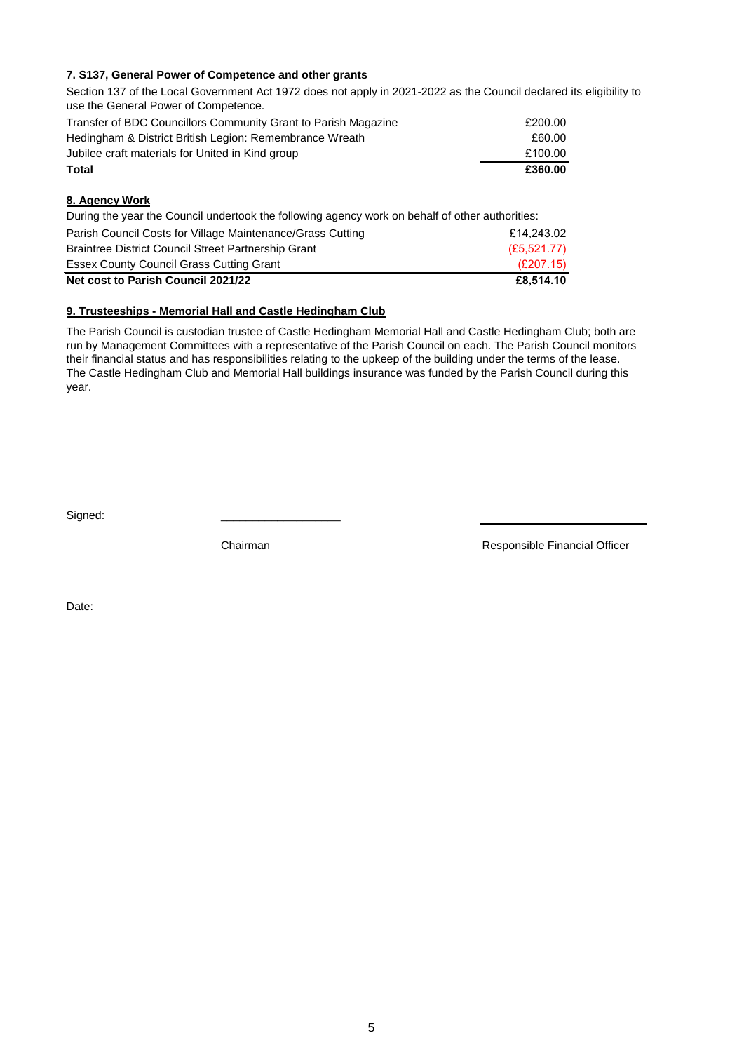### 7. S137, General Power of Competence and other grants

Section 137 of the Local Government Act 1972 does not apply in 2021-2022 as the Council declared its eligibility to use the General Power of Competence.

| | |
|---|---|
| Transfer of BDC Councillors Community Grant to Parish Magazine | £200.00 |
| Hedingham & District British Legion: Remembrance Wreath | £60.00 |
| Jubilee craft materials for United in Kind group | £100.00 |
| **Total** | **£360.00** |

### 8. Agency Work

During the year the Council undertook the following agency work on behalf of other authorities:

| | |
|---|---|
| Parish Council Costs for Village Maintenance/Grass Cutting | £14,243.02 |
| Braintree District Council Street Partnership Grant | (£5,521.77) |
| Essex County Council Grass Cutting Grant | (£207.15) |
| **Net cost to Parish Council 2021/22** | **£8,514.10** |

### 9. Trusteeships - Memorial Hall and Castle Hedingham Club

The Parish Council is custodian trustee of Castle Hedingham Memorial Hall and Castle Hedingham Club; both are run by Management Committees with a representative of the Parish Council on each. The Parish Council monitors their financial status and has responsibilities relating to the upkeep of the building under the terms of the lease. The Castle Hedingham Club and Memorial Hall buildings insurance was funded by the Parish Council during this year.

Signed: ___________________ ___________________

Chairman Responsible Financial Officer

Date: